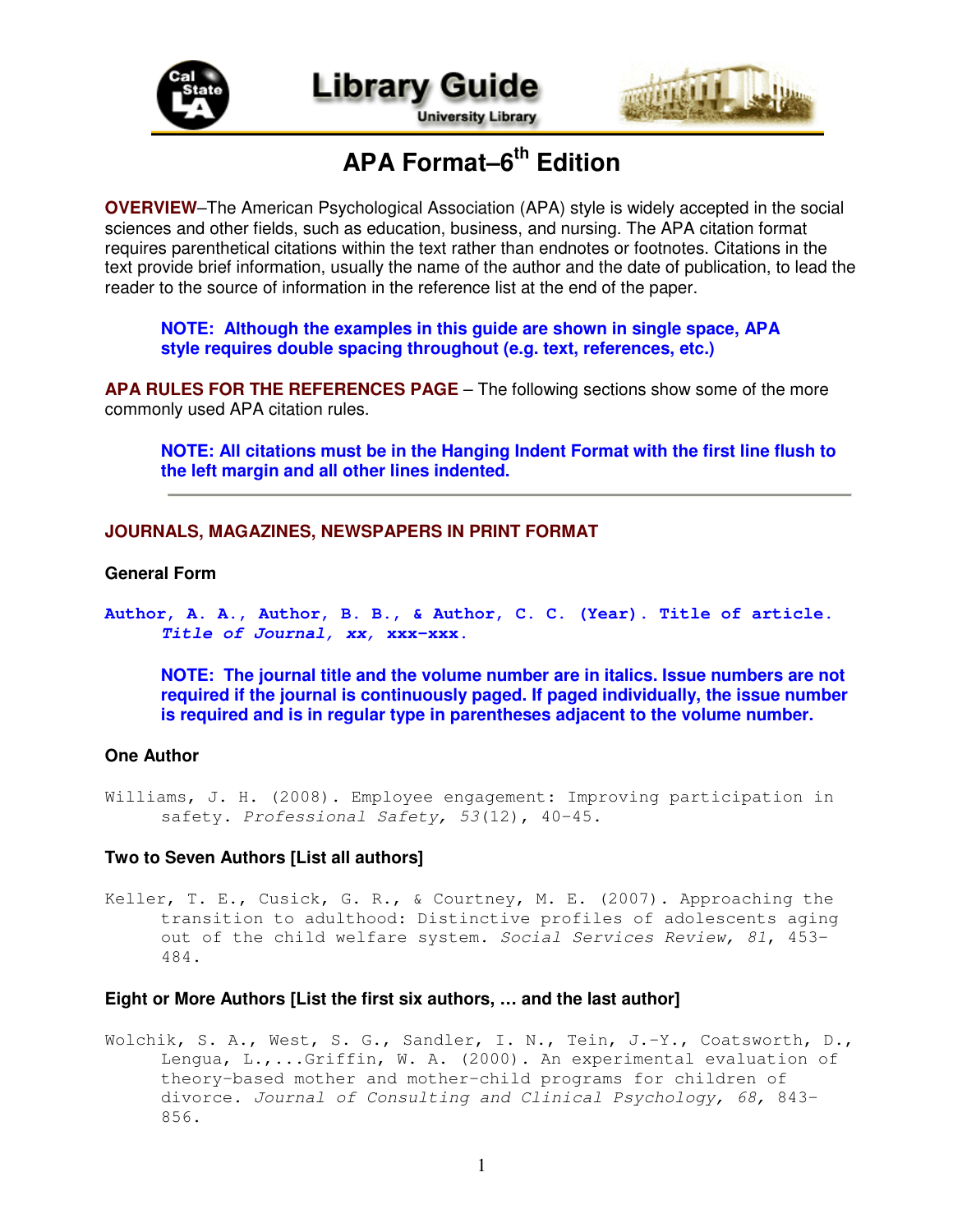# Library Guide

University Library

## APA Format–6th Edition

**OVERVIEW**–The American Psychological Association (APA) style is widely accepted in the social sciences and other fields, such as education, business, and nursing. The APA citation format requires parenthetical citations within the text rather than endnotes or footnotes. Citations in the text provide brief information, usually the name of the author and the date of publication, to lead the reader to the source of information in the reference list at the end of the paper.

> **NOTE: Although the examples in this guide are shown in single space, APA style requires double spacing throughout (e.g. text, references, etc.)**

**APA RULES FOR THE REFERENCES PAGE** – The following sections show some of the more commonly used APA citation rules.

> **NOTE: All citations must be in the Hanging Indent Format with the first line flush to the left margin and all other lines indented.**

---

### JOURNALS, MAGAZINES, NEWSPAPERS IN PRINT FORMAT

#### General Form

**Author, A. A., Author, B. B., & Author, C. C. (Year). Title of article. *Title of Journal, xx,* xxx-xxx.**

> **NOTE: The journal title and the volume number are in italics. Issue numbers are not required if the journal is continuously paged. If paged individually, the issue number is required and is in regular type in parentheses adjacent to the volume number.**

#### One Author

Williams, J. H. (2008). Employee engagement: Improving participation in safety. *Professional Safety, 53*(12), 40-45.

#### Two to Seven Authors [List all authors]

Keller, T. E., Cusick, G. R., & Courtney, M. E. (2007). Approaching the transition to adulthood: Distinctive profiles of adolescents aging out of the child welfare system. *Social Services Review, 81*, 453-484.

#### Eight or More Authors [List the first six authors, … and the last author]

Wolchik, S. A., West, S. G., Sandler, I. N., Tein, J.-Y., Coatsworth, D., Lengua, L.,...Griffin, W. A. (2000). An experimental evaluation of theory-based mother and mother-child programs for children of divorce. *Journal of Consulting and Clinical Psychology, 68,* 843-856.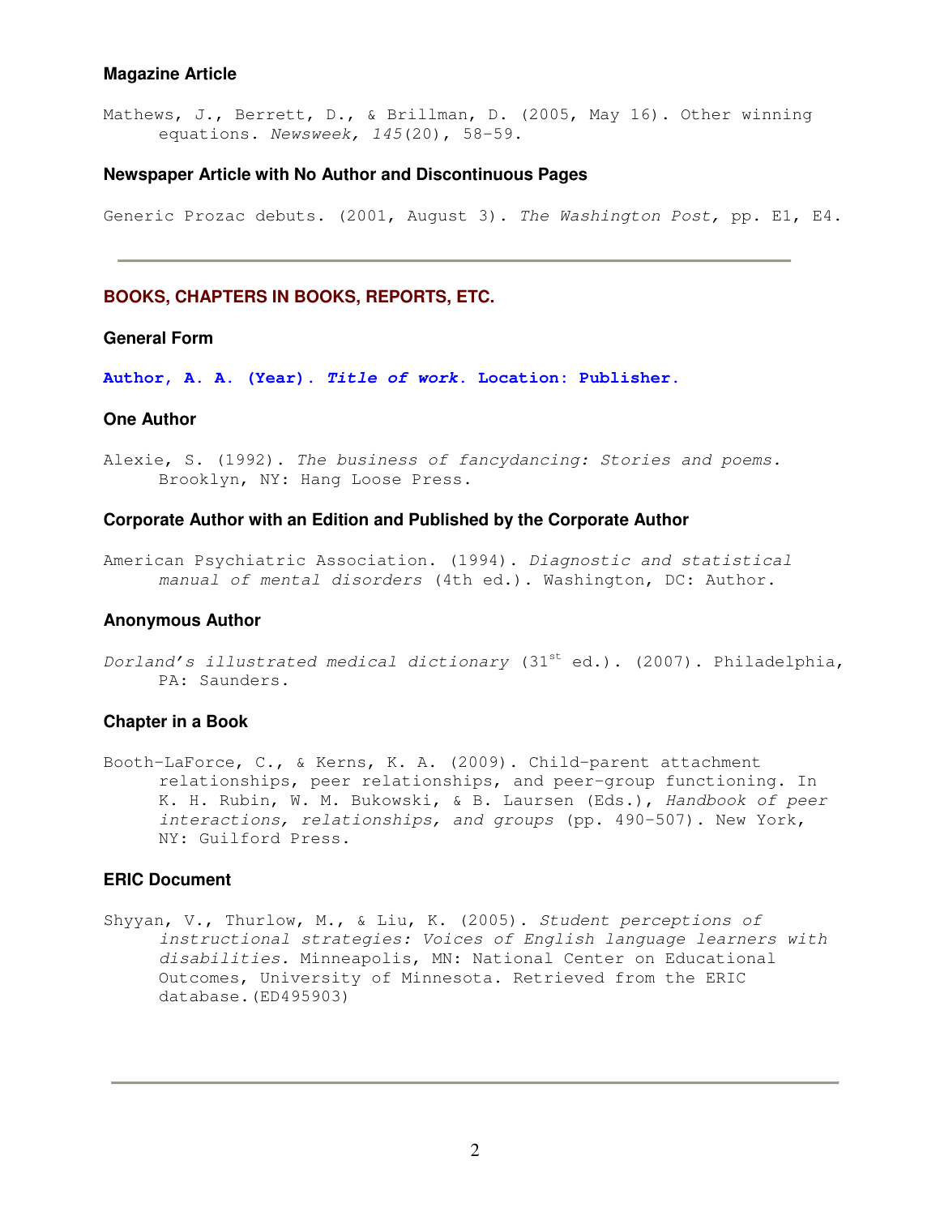### Magazine Article

Mathews, J., Berrett, D., & Brillman, D. (2005, May 16). Other winning equations. *Newsweek, 145*(20), 58-59.

### Newspaper Article with No Author and Discontinuous Pages

Generic Prozac debuts. (2001, August 3). *The Washington Post,* pp. E1, E4.

---

## BOOKS, CHAPTERS IN BOOKS, REPORTS, ETC.

### General Form

**Author, A. A. (Year). *Title of work.* Location: Publisher.**

### One Author

Alexie, S. (1992). *The business of fancydancing: Stories and poems.* Brooklyn, NY: Hang Loose Press.

### Corporate Author with an Edition and Published by the Corporate Author

American Psychiatric Association. (1994). *Diagnostic and statistical manual of mental disorders* (4th ed.). Washington, DC: Author.

### Anonymous Author

*Dorland's illustrated medical dictionary* (31st ed.). (2007). Philadelphia, PA: Saunders.

### Chapter in a Book

Booth-LaForce, C., & Kerns, K. A. (2009). Child-parent attachment relationships, peer relationships, and peer-group functioning. In K. H. Rubin, W. M. Bukowski, & B. Laursen (Eds.), *Handbook of peer interactions, relationships, and groups* (pp. 490-507). New York, NY: Guilford Press.

### ERIC Document

Shyyan, V., Thurlow, M., & Liu, K. (2005). *Student perceptions of instructional strategies: Voices of English language learners with disabilities.* Minneapolis, MN: National Center on Educational Outcomes, University of Minnesota. Retrieved from the ERIC database.(ED495903)

---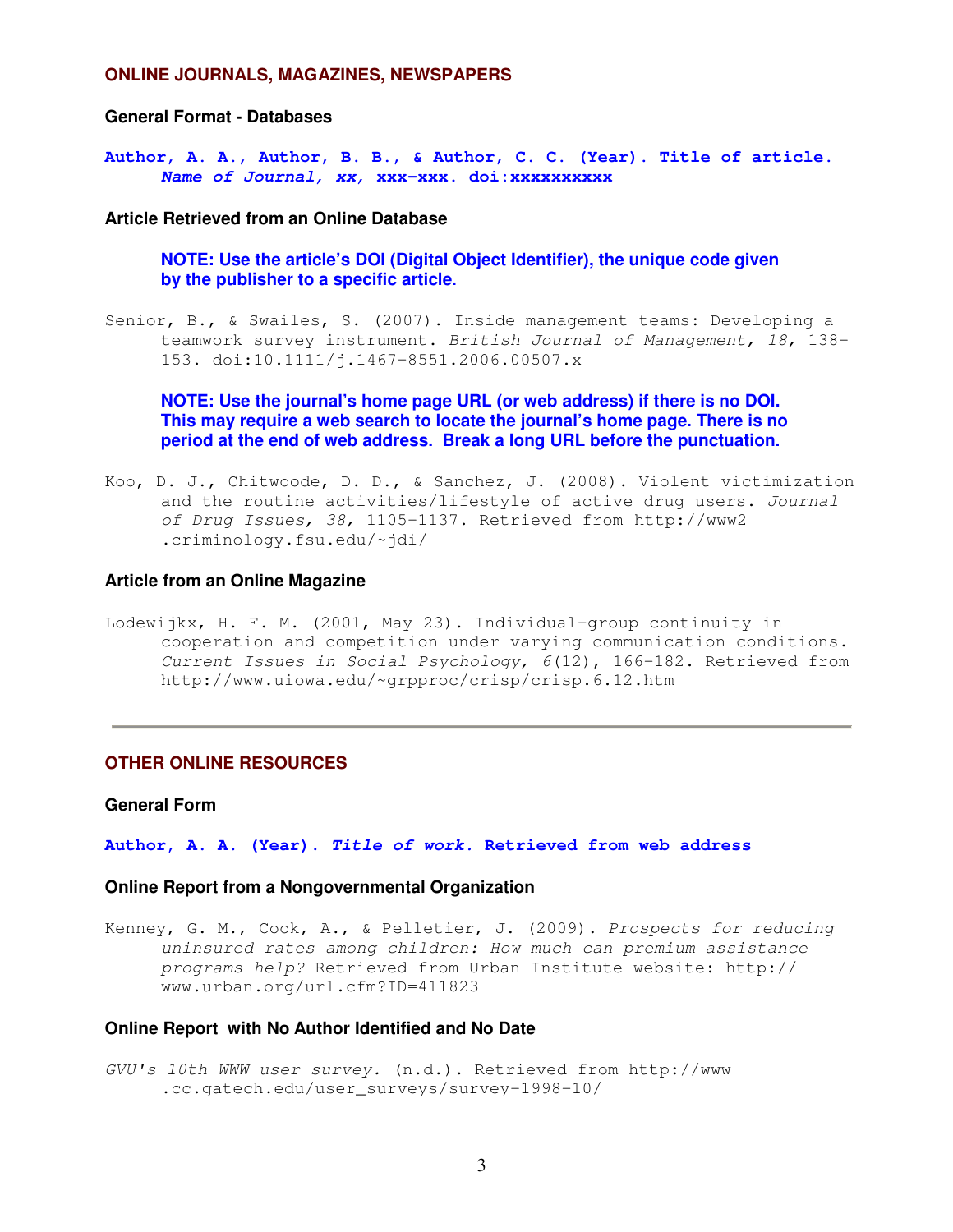## ONLINE JOURNALS, MAGAZINES, NEWSPAPERS

### General Format - Databases

**Author, A. A., Author, B. B., & Author, C. C. (Year). Title of article. *Name of Journal, xx,* xxx-xxx. doi:xxxxxxxxxx**

### Article Retrieved from an Online Database

**NOTE: Use the article's DOI (Digital Object Identifier), the unique code given by the publisher to a specific article.**

Senior, B., & Swailes, S. (2007). Inside management teams: Developing a teamwork survey instrument. *British Journal of Management, 18,* 138-153. doi:10.1111/j.1467-8551.2006.00507.x

**NOTE: Use the journal's home page URL (or web address) if there is no DOI. This may require a web search to locate the journal's home page. There is no period at the end of web address. Break a long URL before the punctuation.**

Koo, D. J., Chitwoode, D. D., & Sanchez, J. (2008). Violent victimization and the routine activities/lifestyle of active drug users. *Journal of Drug Issues, 38,* 1105-1137. Retrieved from http://www2 .criminology.fsu.edu/~jdi/

### Article from an Online Magazine

Lodewijkx, H. F. M. (2001, May 23). Individual-group continuity in cooperation and competition under varying communication conditions. *Current Issues in Social Psychology, 6*(12), 166-182. Retrieved from http://www.uiowa.edu/~grpproc/crisp/crisp.6.12.htm

---

## OTHER ONLINE RESOURCES

### General Form

**Author, A. A. (Year). *Title of work.* Retrieved from web address**

### Online Report from a Nongovernmental Organization

Kenney, G. M., Cook, A., & Pelletier, J. (2009). *Prospects for reducing uninsured rates among children: How much can premium assistance programs help?* Retrieved from Urban Institute website: http:// www.urban.org/url.cfm?ID=411823

### Online Report with No Author Identified and No Date

*GVU's 10th WWW user survey.* (n.d.). Retrieved from http://www .cc.gatech.edu/user_surveys/survey-1998-10/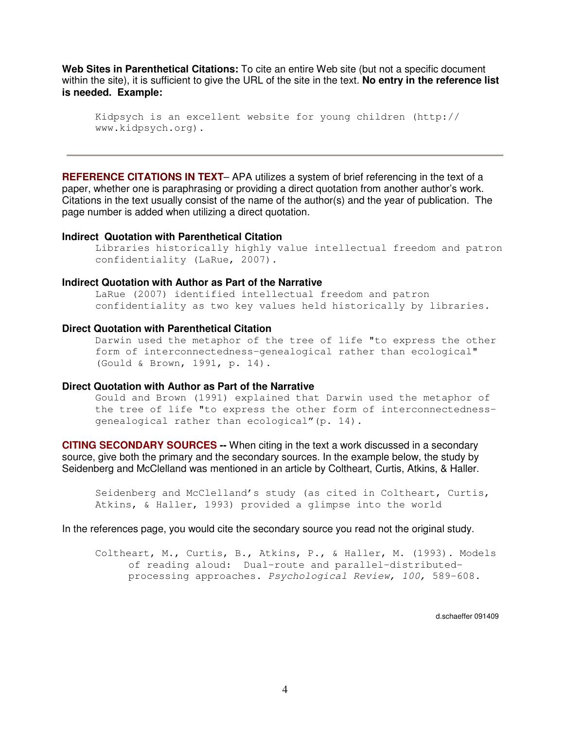**Web Sites in Parenthetical Citations:** To cite an entire Web site (but not a specific document within the site), it is sufficient to give the URL of the site in the text. **No entry in the reference list is needed. Example:**

```
Kidpsych is an excellent website for young children (http://
www.kidpsych.org).
```

---

**REFERENCE CITATIONS IN TEXT**– APA utilizes a system of brief referencing in the text of a paper, whether one is paraphrasing or providing a direct quotation from another author's work. Citations in the text usually consist of the name of the author(s) and the year of publication. The page number is added when utilizing a direct quotation.

**Indirect Quotation with Parenthetical Citation**

```
Libraries historically highly value intellectual freedom and patron
confidentiality (LaRue, 2007).
```

**Indirect Quotation with Author as Part of the Narrative**

```
LaRue (2007) identified intellectual freedom and patron
confidentiality as two key values held historically by libraries.
```

**Direct Quotation with Parenthetical Citation**

```
Darwin used the metaphor of the tree of life "to express the other
form of interconnectedness-genealogical rather than ecological"
(Gould & Brown, 1991, p. 14).
```

**Direct Quotation with Author as Part of the Narrative**

```
Gould and Brown (1991) explained that Darwin used the metaphor of
the tree of life "to express the other form of interconnectedness-
genealogical rather than ecological"(p. 14).
```

**CITING SECONDARY SOURCES --** When citing in the text a work discussed in a secondary source, give both the primary and the secondary sources. In the example below, the study by Seidenberg and McClelland was mentioned in an article by Coltheart, Curtis, Atkins, & Haller.

```
Seidenberg and McClelland's study (as cited in Coltheart, Curtis,
Atkins, & Haller, 1993) provided a glimpse into the world
```

In the references page, you would cite the secondary source you read not the original study.

Coltheart, M., Curtis, B., Atkins, P., & Haller, M. (1993). Models of reading aloud: Dual-route and parallel-distributed-processing approaches. *Psychological Review, 100,* 589-608.

d.schaeffer 091409